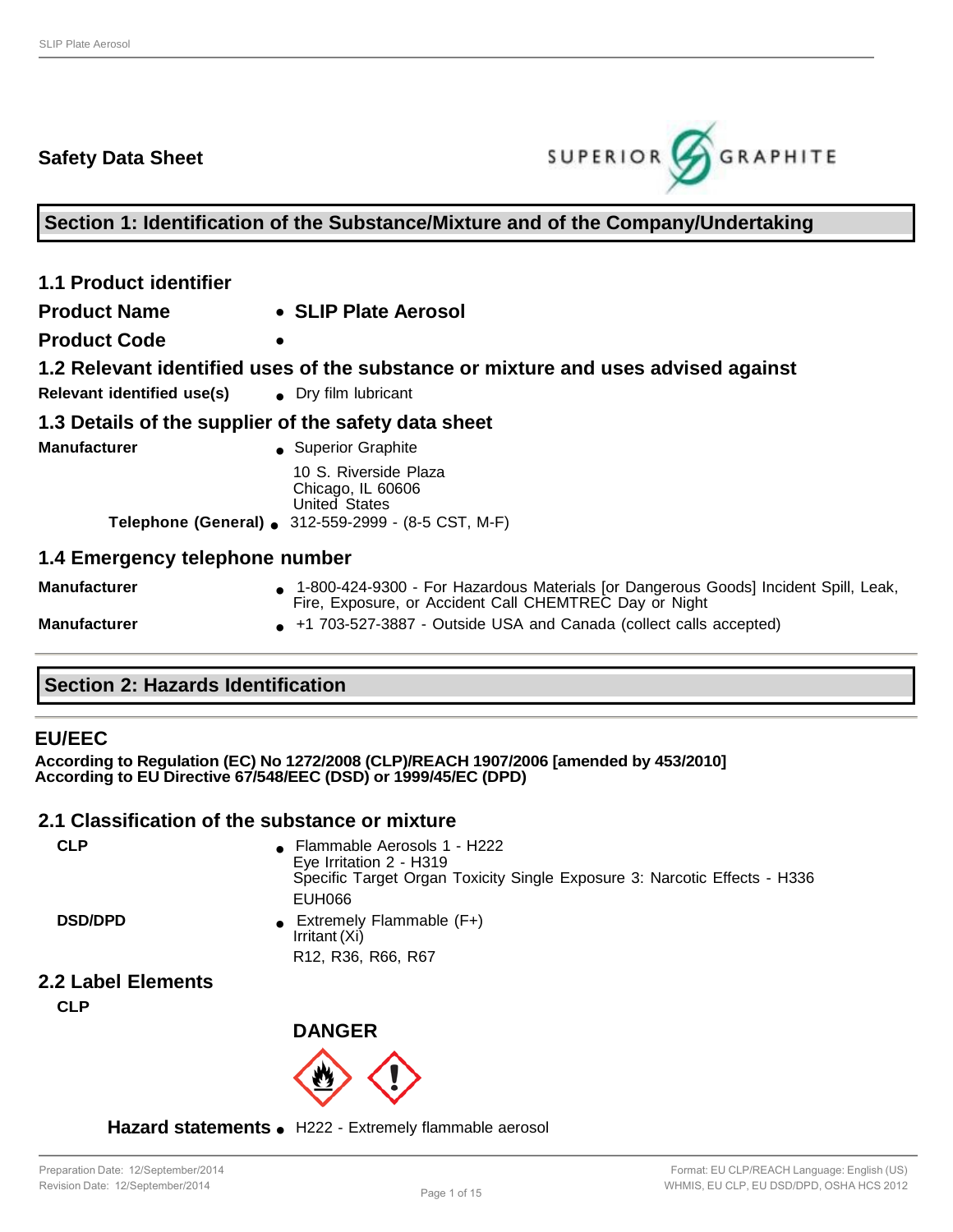# Safety Data Sheet

## Section 1: Identification of the Substance/Mixture and of the Company/Undertaking

### 1.1 Product identifier

**Product Name** • **SLIP Plate Aerosol**

**Product Code** •

### 1.2 Relevant identified uses of the substance or mixture and uses advised against

**Relevant identified use(s)** • Dry film lubricant

### 1.3 Details of the supplier of the safety data sheet

**Manufacturer** • Superior Graphite
10 S. Riverside Plaza
Chicago, IL 60606
United States

**Telephone (General)** • 312-559-2999 - (8-5 CST, M-F)

### 1.4 Emergency telephone number

**Manufacturer** • 1-800-424-9300 - For Hazardous Materials [or Dangerous Goods] Incident Spill, Leak, Fire, Exposure, or Accident Call CHEMTREC Day or Night

**Manufacturer** • +1 703-527-3887 - Outside USA and Canada (collect calls accepted)

## Section 2: Hazards Identification

### EU/EEC

**According to Regulation (EC) No 1272/2008 (CLP)/REACH 1907/2006 [amended by 453/2010]**
**According to EU Directive 67/548/EEC (DSD) or 1999/45/EC (DPD)**

### 2.1 Classification of the substance or mixture

**CLP** • Flammable Aerosols 1 - H222
Eye Irritation 2 - H319
Specific Target Organ Toxicity Single Exposure 3: Narcotic Effects - H336
EUH066

**DSD/DPD** • Extremely Flammable (F+)
Irritant (Xi)
R12, R36, R66, R67

### 2.2 Label Elements

**CLP**

**DANGER**

**Hazard statements** • H222 - Extremely flammable aerosol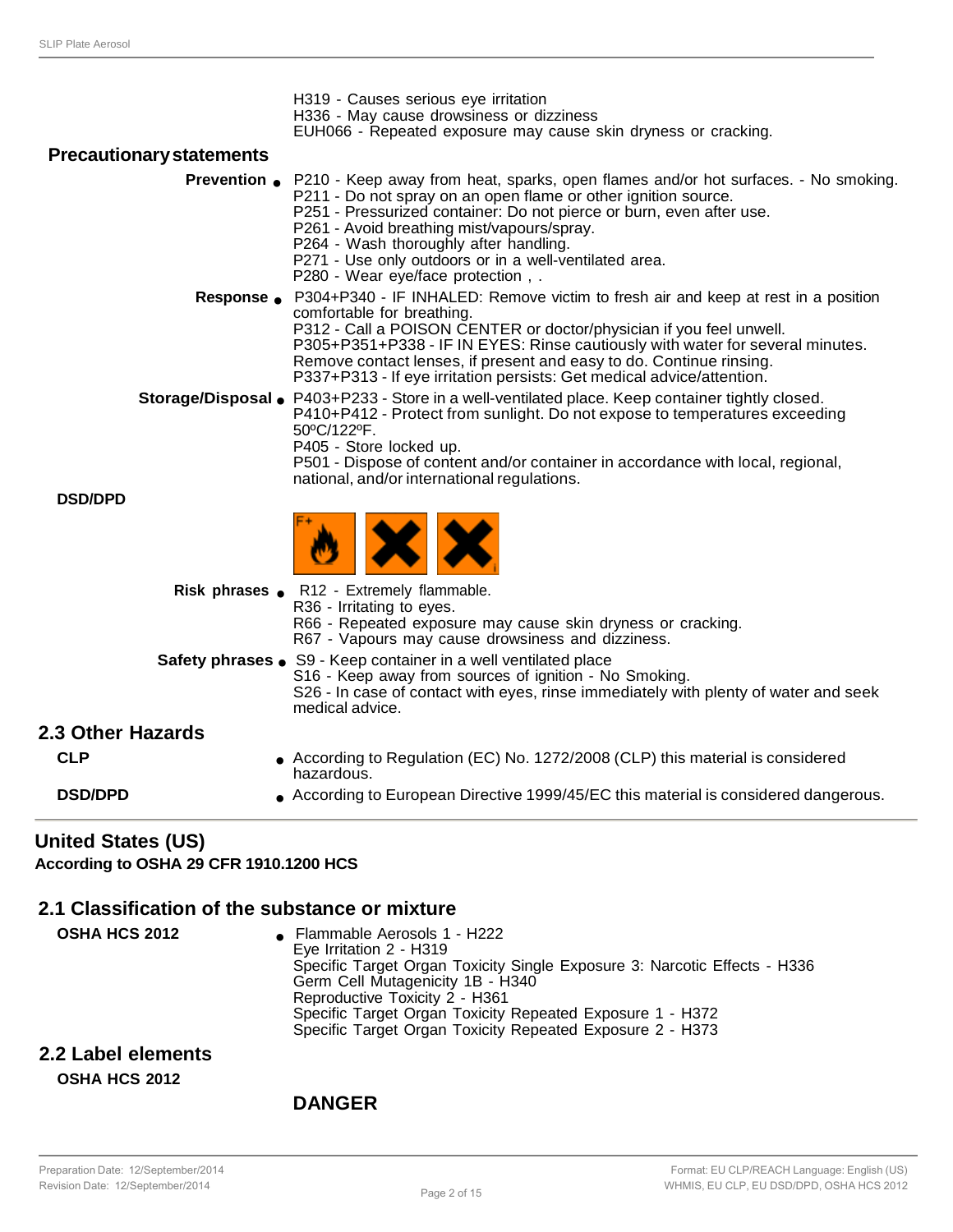H319 - Causes serious eye irritation
H336 - May cause drowsiness or dizziness
EUH066 - Repeated exposure may cause skin dryness or cracking.

**Precautionary statements**

**Prevention**
- P210 - Keep away from heat, sparks, open flames and/or hot surfaces. - No smoking.
  P211 - Do not spray on an open flame or other ignition source.
  P251 - Pressurized container: Do not pierce or burn, even after use.
  P261 - Avoid breathing mist/vapours/spray.
  P264 - Wash thoroughly after handling.
  P271 - Use only outdoors or in a well-ventilated area.
  P280 - Wear eye/face protection , .

**Response**
- P304+P340 - IF INHALED: Remove victim to fresh air and keep at rest in a position comfortable for breathing.
  P312 - Call a POISON CENTER or doctor/physician if you feel unwell.
  P305+P351+P338 - IF IN EYES: Rinse cautiously with water for several minutes. Remove contact lenses, if present and easy to do. Continue rinsing.
  P337+P313 - If eye irritation persists: Get medical advice/attention.

**Storage/Disposal**
- P403+P233 - Store in a well-ventilated place. Keep container tightly closed.
  P410+P412 - Protect from sunlight. Do not expose to temperatures exceeding 50ºC/122ºF.
  P405 - Store locked up.
  P501 - Dispose of content and/or container in accordance with local, regional, national, and/or international regulations.

**DSD/DPD**

**Risk phrases**
- R12 - Extremely flammable.
  R36 - Irritating to eyes.
  R66 - Repeated exposure may cause skin dryness or cracking.
  R67 - Vapours may cause drowsiness and dizziness.

**Safety phrases**
- S9 - Keep container in a well ventilated place
  S16 - Keep away from sources of ignition - No Smoking.
  S26 - In case of contact with eyes, rinse immediately with plenty of water and seek medical advice.

## 2.3 Other Hazards

**CLP**
- According to Regulation (EC) No. 1272/2008 (CLP) this material is considered hazardous.

**DSD/DPD**
- According to European Directive 1999/45/EC this material is considered dangerous.

## United States (US)

**According to OSHA 29 CFR 1910.1200 HCS**

## 2.1 Classification of the substance or mixture

**OSHA HCS 2012**
- Flammable Aerosols 1 - H222
  Eye Irritation 2 - H319
  Specific Target Organ Toxicity Single Exposure 3: Narcotic Effects - H336
  Germ Cell Mutagenicity 1B - H340
  Reproductive Toxicity 2 - H361
  Specific Target Organ Toxicity Repeated Exposure 1 - H372
  Specific Target Organ Toxicity Repeated Exposure 2 - H373

## 2.2 Label elements

**OSHA HCS 2012**

**DANGER**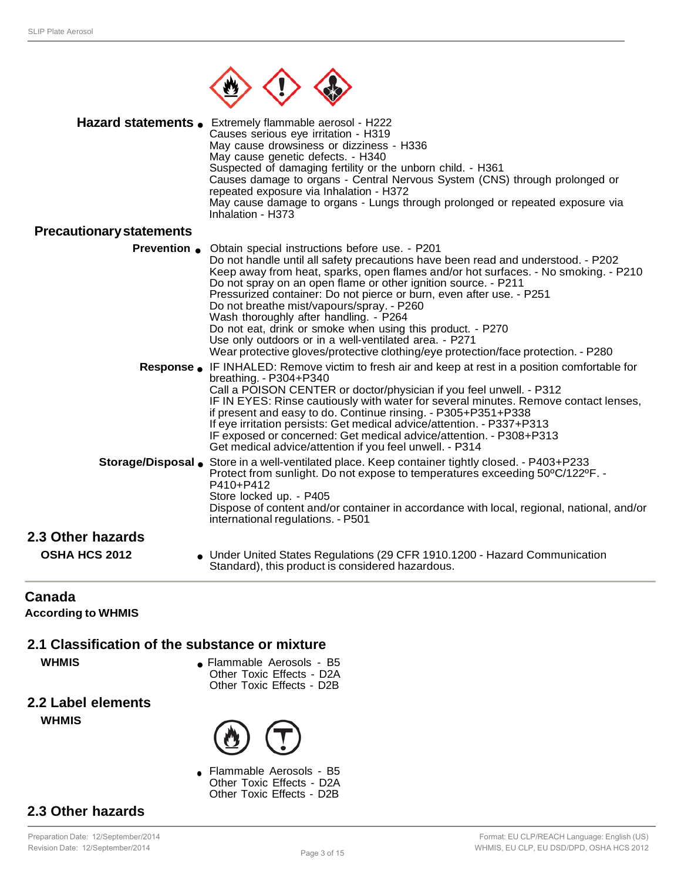**Hazard statements**
- Extremely flammable aerosol - H222
  Causes serious eye irritation - H319
  May cause drowsiness or dizziness - H336
  May cause genetic defects. - H340
  Suspected of damaging fertility or the unborn child. - H361
  Causes damage to organs - Central Nervous System (CNS) through prolonged or repeated exposure via Inhalation - H372
  May cause damage to organs - Lungs through prolonged or repeated exposure via Inhalation - H373

**Precautionary statements**

**Prevention**
- Obtain special instructions before use. - P201
  Do not handle until all safety precautions have been read and understood. - P202
  Keep away from heat, sparks, open flames and/or hot surfaces. - No smoking. - P210
  Do not spray on an open flame or other ignition source. - P211
  Pressurized container: Do not pierce or burn, even after use. - P251
  Do not breathe mist/vapours/spray. - P260
  Wash thoroughly after handling. - P264
  Do not eat, drink or smoke when using this product. - P270
  Use only outdoors or in a well-ventilated area. - P271
  Wear protective gloves/protective clothing/eye protection/face protection. - P280

**Response**
- IF INHALED: Remove victim to fresh air and keep at rest in a position comfortable for breathing. - P304+P340
  Call a POISON CENTER or doctor/physician if you feel unwell. - P312
  IF IN EYES: Rinse cautiously with water for several minutes. Remove contact lenses, if present and easy to do. Continue rinsing. - P305+P351+P338
  If eye irritation persists: Get medical advice/attention. - P337+P313
  IF exposed or concerned: Get medical advice/attention. - P308+P313
  Get medical advice/attention if you feel unwell. - P314

**Storage/Disposal**
- Store in a well-ventilated place. Keep container tightly closed. - P403+P233
  Protect from sunlight. Do not expose to temperatures exceeding 50ºC/122ºF. - P410+P412
  Store locked up. - P405
  Dispose of content and/or container in accordance with local, regional, national, and/or international regulations. - P501

## 2.3 Other hazards

**OSHA HCS 2012**
- Under United States Regulations (29 CFR 1910.1200 - Hazard Communication Standard), this product is considered hazardous.

# Canada

**According to WHMIS**

## 2.1 Classification of the substance or mixture

**WHMIS**
- Flammable Aerosols - B5
  Other Toxic Effects - D2A
  Other Toxic Effects - D2B

## 2.2 Label elements

**WHMIS**
- Flammable Aerosols - B5
  Other Toxic Effects - D2A
  Other Toxic Effects - D2B

## 2.3 Other hazards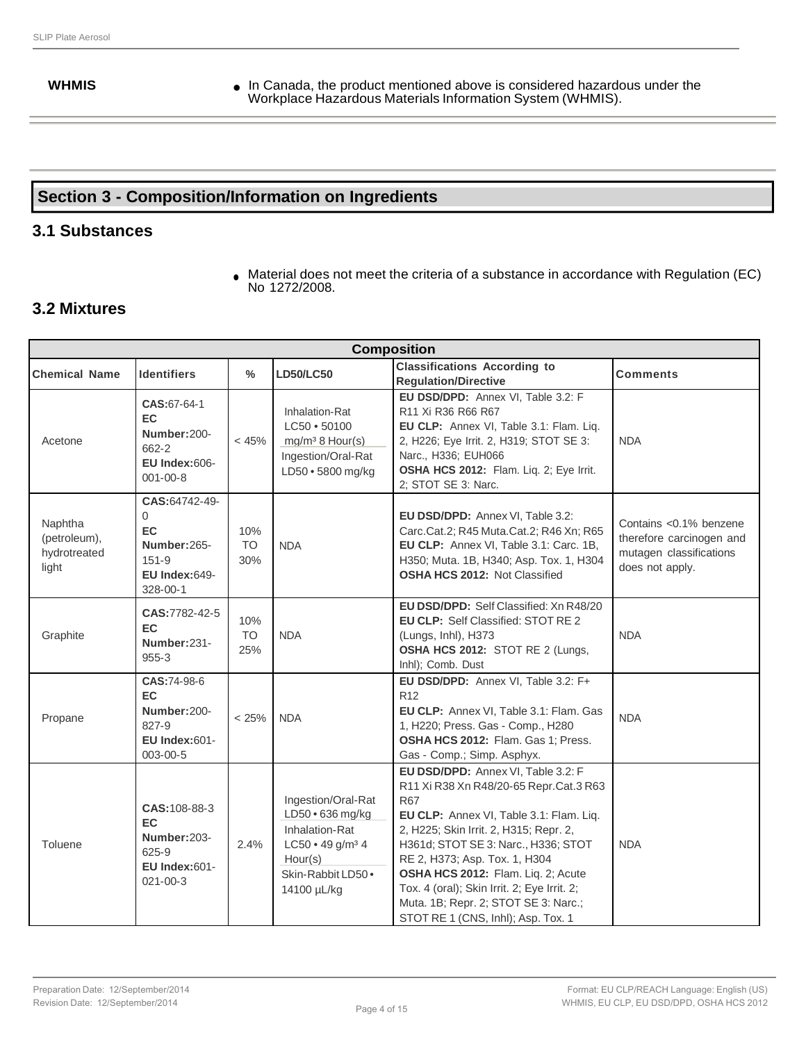| WHMIS | • In Canada, the product mentioned above is considered hazardous under the Workplace Hazardous Materials Information System (WHMIS). |
|---|---|

## Section 3 - Composition/Information on Ingredients

### 3.1 Substances

- Material does not meet the criteria of a substance in accordance with Regulation (EC) No 1272/2008.

### 3.2 Mixtures

| Composition | | | | | |
|---|---|---|---|---|---|
| **Chemical Name** | **Identifiers** | **%** | **LD50/LC50** | **Classifications According to Regulation/Directive** | **Comments** |
| Acetone | **CAS:**67-64-1 **EC Number:**200-662-2 **EU Index:**606-001-00-8 | < 45% | Inhalation-Rat LC50 • 50100 mg/m³ 8 Hour(s) Ingestion/Oral-Rat LD50 • 5800 mg/kg | **EU DSD/DPD:** Annex VI, Table 3.2: F R11 Xi R36 R66 R67 **EU CLP:** Annex VI, Table 3.1: Flam. Liq. 2, H226; Eye Irrit. 2, H319; STOT SE 3: Narc., H336; EUH066 **OSHA HCS 2012:** Flam. Liq. 2; Eye Irrit. 2; STOT SE 3: Narc. | NDA |
| Naphtha (petroleum), hydrotreated light | **CAS:**64742-49-0 **EC Number:**265-151-9 **EU Index:**649-328-00-1 | 10% TO 30% | NDA | **EU DSD/DPD:** Annex VI, Table 3.2: Carc.Cat.2; R45 Muta.Cat.2; R46 Xn; R65 **EU CLP:** Annex VI, Table 3.1: Carc. 1B, H350; Muta. 1B, H340; Asp. Tox. 1, H304 **OSHA HCS 2012:** Not Classified | Contains <0.1% benzene therefore carcinogen and mutagen classifications does not apply. |
| Graphite | **CAS:**7782-42-5 **EC Number:**231-955-3 | 10% TO 25% | NDA | **EU DSD/DPD:** Self Classified: Xn R48/20 **EU CLP:** Self Classified: STOT RE 2 (Lungs, Inhl), H373 **OSHA HCS 2012:** STOT RE 2 (Lungs, Inhl); Comb. Dust | NDA |
| Propane | **CAS:**74-98-6 **EC Number:**200-827-9 **EU Index:**601-003-00-5 | < 25% | NDA | **EU DSD/DPD:** Annex VI, Table 3.2: F+ R12 **EU CLP:** Annex VI, Table 3.1: Flam. Gas 1, H220; Press. Gas - Comp., H280 **OSHA HCS 2012:** Flam. Gas 1; Press. Gas - Comp.; Simp. Asphyx. | NDA |
| Toluene | **CAS:**108-88-3 **EC Number:**203-625-9 **EU Index:**601-021-00-3 | 2.4% | Ingestion/Oral-Rat LD50 • 636 mg/kg Inhalation-Rat LC50 • 49 g/m³ 4 Hour(s) Skin-Rabbit LD50 • 14100 µL/kg | **EU DSD/DPD:** Annex VI, Table 3.2: F R11 Xi R38 Xn R48/20-65 Repr.Cat.3 R63 R67 **EU CLP:** Annex VI, Table 3.1: Flam. Liq. 2, H225; Skin Irrit. 2, H315; Repr. 2, H361d; STOT SE 3: Narc., H336; STOT RE 2, H373; Asp. Tox. 1, H304 **OSHA HCS 2012:** Flam. Liq. 2; Acute Tox. 4 (oral); Skin Irrit. 2; Eye Irrit. 2; Muta. 1B; Repr. 2; STOT SE 3: Narc.; STOT RE 1 (CNS, Inhl); Asp. Tox. 1 | NDA |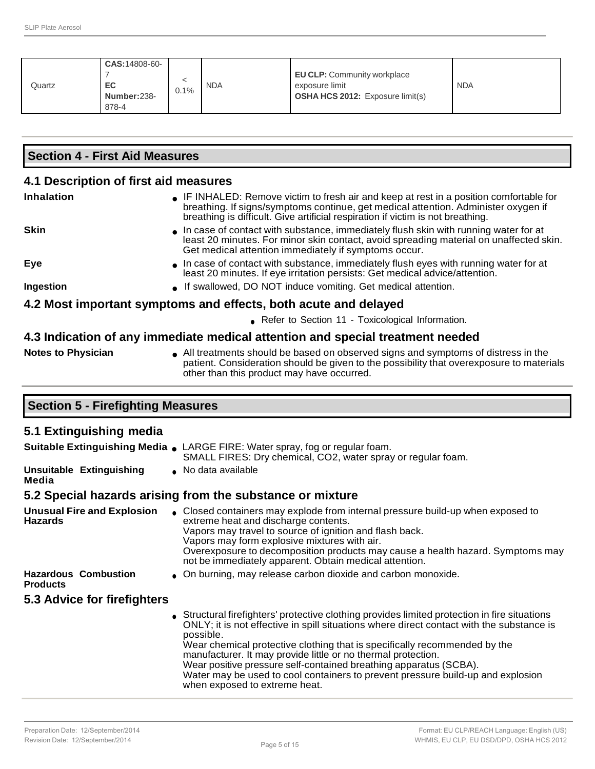| Quartz | **CAS:**14808-60-7 **EC Number:**238-878-4 | < 0.1% | NDA | **EU CLP:** Community workplace exposure limit **OSHA HCS 2012:** Exposure limit(s) | NDA |
|---|---|---|---|---|---|

## Section 4 - First Aid Measures

### 4.1 Description of first aid measures

**Inhalation**
- IF INHALED: Remove victim to fresh air and keep at rest in a position comfortable for breathing. If signs/symptoms continue, get medical attention. Administer oxygen if breathing is difficult. Give artificial respiration if victim is not breathing.

**Skin**
- In case of contact with substance, immediately flush skin with running water for at least 20 minutes. For minor skin contact, avoid spreading material on unaffected skin. Get medical attention immediately if symptoms occur.

**Eye**
- In case of contact with substance, immediately flush eyes with running water for at least 20 minutes. If eye irritation persists: Get medical advice/attention.

**Ingestion**
- If swallowed, DO NOT induce vomiting. Get medical attention.

### 4.2 Most important symptoms and effects, both acute and delayed

- Refer to Section 11 - Toxicological Information.

### 4.3 Indication of any immediate medical attention and special treatment needed

**Notes to Physician**
- All treatments should be based on observed signs and symptoms of distress in the patient. Consideration should be given to the possibility that overexposure to materials other than this product may have occurred.

## Section 5 - Firefighting Measures

### 5.1 Extinguishing media

**Suitable Extinguishing Media**
- LARGE FIRE: Water spray, fog or regular foam.
  SMALL FIRES: Dry chemical, $CO_2$, water spray or regular foam.

**Unsuitable Extinguishing Media**
- No data available

### 5.2 Special hazards arising from the substance or mixture

**Unusual Fire and Explosion Hazards**
- Closed containers may explode from internal pressure build-up when exposed to extreme heat and discharge contents.
  Vapors may travel to source of ignition and flash back.
  Vapors may form explosive mixtures with air.
  Overexposure to decomposition products may cause a health hazard. Symptoms may not be immediately apparent. Obtain medical attention.

**Hazardous Combustion Products**
- On burning, may release carbon dioxide and carbon monoxide.

### 5.3 Advice for firefighters

- Structural firefighters' protective clothing provides limited protection in fire situations ONLY; it is not effective in spill situations where direct contact with the substance is possible.
  Wear chemical protective clothing that is specifically recommended by the manufacturer. It may provide little or no thermal protection.
  Wear positive pressure self-contained breathing apparatus (SCBA).
  Water may be used to cool containers to prevent pressure build-up and explosion when exposed to extreme heat.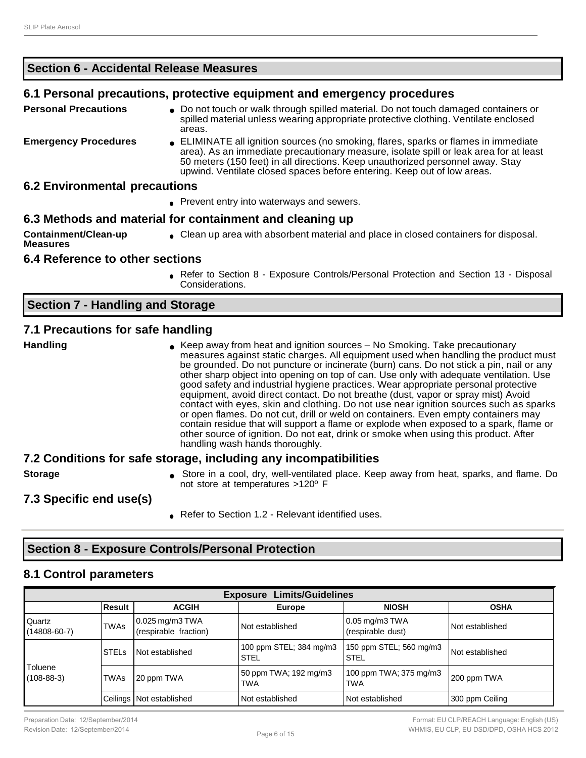## Section 6 - Accidental Release Measures

### 6.1 Personal precautions, protective equipment and emergency procedures

**Personal Precautions**

- Do not touch or walk through spilled material. Do not touch damaged containers or spilled material unless wearing appropriate protective clothing. Ventilate enclosed areas.

**Emergency Procedures**

- ELIMINATE all ignition sources (no smoking, flares, sparks or flames in immediate area). As an immediate precautionary measure, isolate spill or leak area for at least 50 meters (150 feet) in all directions. Keep unauthorized personnel away. Stay upwind. Ventilate closed spaces before entering. Keep out of low areas.

### 6.2 Environmental precautions

- Prevent entry into waterways and sewers.

### 6.3 Methods and material for containment and cleaning up

**Containment/Clean-up Measures**

- Clean up area with absorbent material and place in closed containers for disposal.

### 6.4 Reference to other sections

- Refer to Section 8 - Exposure Controls/Personal Protection and Section 13 - Disposal Considerations.

## Section 7 - Handling and Storage

### 7.1 Precautions for safe handling

**Handling**

- Keep away from heat and ignition sources – No Smoking. Take precautionary measures against static charges. All equipment used when handling the product must be grounded. Do not puncture or incinerate (burn) cans. Do not stick a pin, nail or any other sharp object into opening on top of can. Use only with adequate ventilation. Use good safety and industrial hygiene practices. Wear appropriate personal protective equipment, avoid direct contact. Do not breathe (dust, vapor or spray mist) Avoid contact with eyes, skin and clothing. Do not use near ignition sources such as sparks or open flames. Do not cut, drill or weld on containers. Even empty containers may contain residue that will support a flame or explode when exposed to a spark, flame or other source of ignition. Do not eat, drink or smoke when using this product. After handling wash hands thoroughly.

### 7.2 Conditions for safe storage, including any incompatibilities

**Storage**

- Store in a cool, dry, well-ventilated place. Keep away from heat, sparks, and flame. Do not store at temperatures >120º F

### 7.3 Specific end use(s)

- Refer to Section 1.2 - Relevant identified uses.

## Section 8 - Exposure Controls/Personal Protection

### 8.1 Control parameters

| Exposure Limits/Guidelines | | | | | |
|---|---|---|---|---|---|
| | **Result** | **ACGIH** | **Europe** | **NIOSH** | **OSHA** |
| Quartz (14808-60-7) | TWAs | 0.025 mg/m3 TWA (respirable fraction) | Not established | 0.05 mg/m3 TWA (respirable dust) | Not established |
| Toluene (108-88-3) | STELs | Not established | 100 ppm STEL; 384 mg/m3 STEL | 150 ppm STEL; 560 mg/m3 STEL | Not established |
| | TWAs | 20 ppm TWA | 50 ppm TWA; 192 mg/m3 TWA | 100 ppm TWA; 375 mg/m3 TWA | 200 ppm TWA |
| | Ceilings | Not established | Not established | Not established | 300 ppm Ceiling |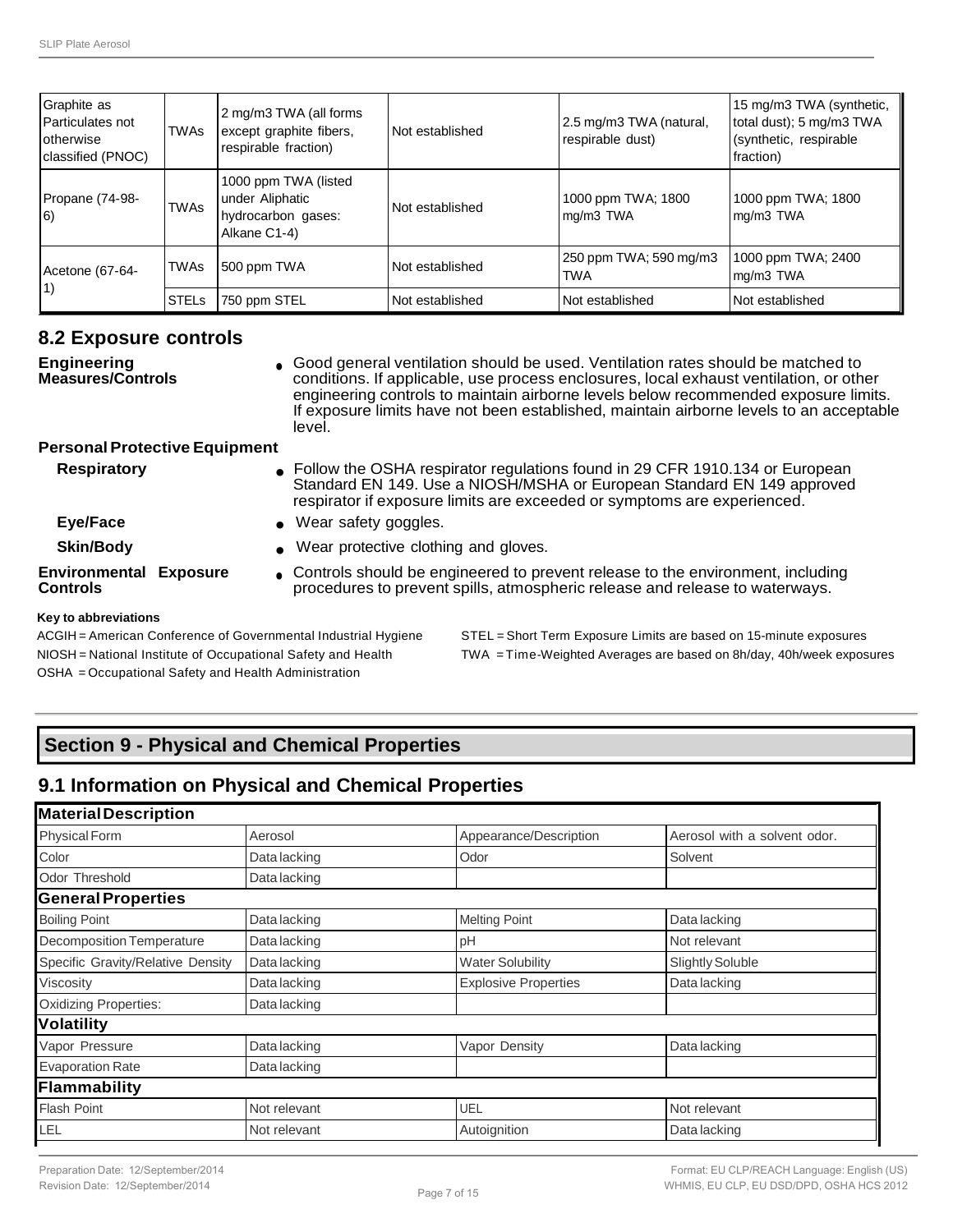| | | | | | |
|---|---|---|---|---|---|
| Graphite as Particulates not otherwise classified (PNOC) | TWAs | 2 mg/m3 TWA (all forms except graphite fibers, respirable fraction) | Not established | 2.5 mg/m3 TWA (natural, respirable dust) | 15 mg/m3 TWA (synthetic, total dust); 5 mg/m3 TWA (synthetic, respirable fraction) |
| Propane (74-98-6) | TWAs | 1000 ppm TWA (listed under Aliphatic hydrocarbon gases: Alkane C1-4) | Not established | 1000 ppm TWA; 1800 mg/m3 TWA | 1000 ppm TWA; 1800 mg/m3 TWA |
| Acetone (67-64-1) | TWAs | 500 ppm TWA | Not established | 250 ppm TWA; 590 mg/m3 TWA | 1000 ppm TWA; 2400 mg/m3 TWA |
| | STELs | 750 ppm STEL | Not established | Not established | Not established |

## 8.2 Exposure controls

**Engineering Measures/Controls**
- Good general ventilation should be used. Ventilation rates should be matched to conditions. If applicable, use process enclosures, local exhaust ventilation, or other engineering controls to maintain airborne levels below recommended exposure limits. If exposure limits have not been established, maintain airborne levels to an acceptable level.

**Personal Protective Equipment**

**Respiratory**
- Follow the OSHA respirator regulations found in 29 CFR 1910.134 or European Standard EN 149. Use a NIOSH/MSHA or European Standard EN 149 approved respirator if exposure limits are exceeded or symptoms are experienced.

**Eye/Face**
- Wear safety goggles.

**Skin/Body**
- Wear protective clothing and gloves.

**Environmental Exposure Controls**
- Controls should be engineered to prevent release to the environment, including procedures to prevent spills, atmospheric release and release to waterways.

**Key to abbreviations**

ACGIH = American Conference of Governmental Industrial Hygiene
NIOSH = National Institute of Occupational Safety and Health
OSHA = Occupational Safety and Health Administration
STEL = Short Term Exposure Limits are based on 15-minute exposures
TWA = Time-Weighted Averages are based on 8h/day, 40h/week exposures

# Section 9 - Physical and Chemical Properties

## 9.1 Information on Physical and Chemical Properties

| **Material Description** | | | |
|---|---|---|---|
| Physical Form | Aerosol | Appearance/Description | Aerosol with a solvent odor. |
| Color | Data lacking | Odor | Solvent |
| Odor Threshold | Data lacking | | |
| **General Properties** | | | |
| Boiling Point | Data lacking | Melting Point | Data lacking |
| Decomposition Temperature | Data lacking | pH | Not relevant |
| Specific Gravity/Relative Density | Data lacking | Water Solubility | Slightly Soluble |
| Viscosity | Data lacking | Explosive Properties | Data lacking |
| Oxidizing Properties: | Data lacking | | |
| **Volatility** | | | |
| Vapor Pressure | Data lacking | Vapor Density | Data lacking |
| Evaporation Rate | Data lacking | | |
| **Flammability** | | | |
| Flash Point | Not relevant | UEL | Not relevant |
| LEL | Not relevant | Autoignition | Data lacking |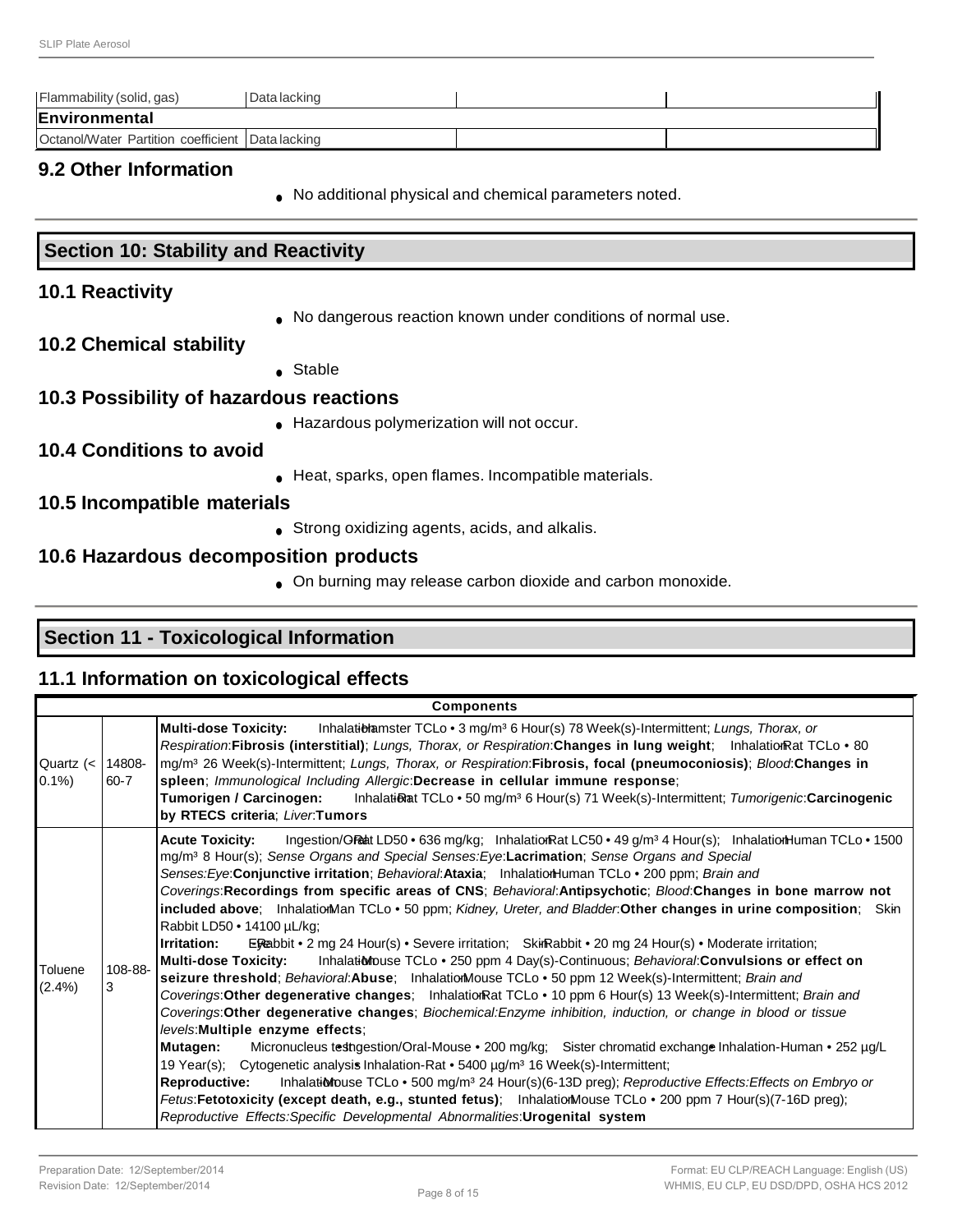| Flammability (solid, gas) | Data lacking | | |
|---|---|---|---|
| **Environmental** | | | |
| Octanol/Water Partition coefficient | Data lacking | | |

### 9.2 Other Information

- No additional physical and chemical parameters noted.

## Section 10: Stability and Reactivity

### 10.1 Reactivity

- No dangerous reaction known under conditions of normal use.

### 10.2 Chemical stability

- Stable

### 10.3 Possibility of hazardous reactions

- Hazardous polymerization will not occur.

### 10.4 Conditions to avoid

- Heat, sparks, open flames. Incompatible materials.

### 10.5 Incompatible materials

- Strong oxidizing agents, acids, and alkalis.

### 10.6 Hazardous decomposition products

- On burning may release carbon dioxide and carbon monoxide.

## Section 11 - Toxicological Information

### 11.1 Information on toxicological effects

| Components | | |
|---|---|---|
| Quartz (< 0.1%) | 14808-60-7 | **Multi-dose Toxicity:** Inhalation-Hamster TCLo • 3 mg/m³ 6 Hour(s) 78 Week(s)-Intermittent; *Lungs, Thorax, or Respiration*:**Fibrosis (interstitial)**; *Lungs, Thorax, or Respiration*:**Changes in lung weight**; Inhalation-Rat TCLo • 80 mg/m³ 26 Week(s)-Intermittent; *Lungs, Thorax, or Respiration*:**Fibrosis, focal (pneumoconiosis)**; *Blood*:**Changes in spleen**; *Immunological Including Allergic*:**Decrease in cellular immune response**; **Tumorigen / Carcinogen:** Inhalation-Rat TCLo • 50 mg/m³ 6 Hour(s) 71 Week(s)-Intermittent; *Tumorigenic*:**Carcinogenic by RTECS criteria**; *Liver*:**Tumors** |
| Toluene (2.4%) | 108-88-3 | **Acute Toxicity:** Ingestion/Oral-Rat LD50 • 636 mg/kg; Inhalation-Rat LC50 • 49 g/m³ 4 Hour(s); Inhalation-Human TCLo • 1500 mg/m³ 8 Hour(s); *Sense Organs and Special Senses:Eye*:**Lacrimation**; *Sense Organs and Special Senses:Eye*:**Conjunctive irritation**; *Behavioral*:**Ataxia**; Inhalation-Human TCLo • 200 ppm; *Brain and Coverings*:**Recordings from specific areas of CNS**; *Behavioral*:**Antipsychotic**; *Blood*:**Changes in bone marrow not included above**; Inhalation-Man TCLo • 50 ppm; *Kidney, Ureter, and Bladder*:**Other changes in urine composition**; Skin-Rabbit LD50 • 14100 µL/kg; **Irritation:** Eye-Rabbit • 2 mg 24 Hour(s) • Severe irritation; Skin-Rabbit • 20 mg 24 Hour(s) • Moderate irritation; **Multi-dose Toxicity:** Inhalation-Mouse TCLo • 250 ppm 4 Day(s)-Continuous; *Behavioral*:**Convulsions or effect on seizure threshold**; *Behavioral*:**Abuse**; Inhalation-Mouse TCLo • 50 ppm 12 Week(s)-Intermittent; *Brain and Coverings*:**Other degenerative changes**; Inhalation-Rat TCLo • 10 ppm 6 Hour(s) 13 Week(s)-Intermittent; *Brain and Coverings*:**Other degenerative changes**; *Biochemical:Enzyme inhibition, induction, or change in blood or tissue levels*:**Multiple enzyme effects**; **Mutagen:** Micronucleus test • Ingestion/Oral-Mouse • 200 mg/kg; Sister chromatid exchange • Inhalation-Human • 252 µg/L 19 Year(s); Cytogenetic analysis • Inhalation-Rat • 5400 µg/m³ 16 Week(s)-Intermittent; **Reproductive:** Inhalation-Mouse TCLo • 500 mg/m³ 24 Hour(s)(6-13D preg); *Reproductive Effects:Effects on Embryo or Fetus*:**Fetotoxicity (except death, e.g., stunted fetus)**; Inhalation-Mouse TCLo • 200 ppm 7 Hour(s)(7-16D preg); *Reproductive Effects:Specific Developmental Abnormalities*:**Urogenital system** |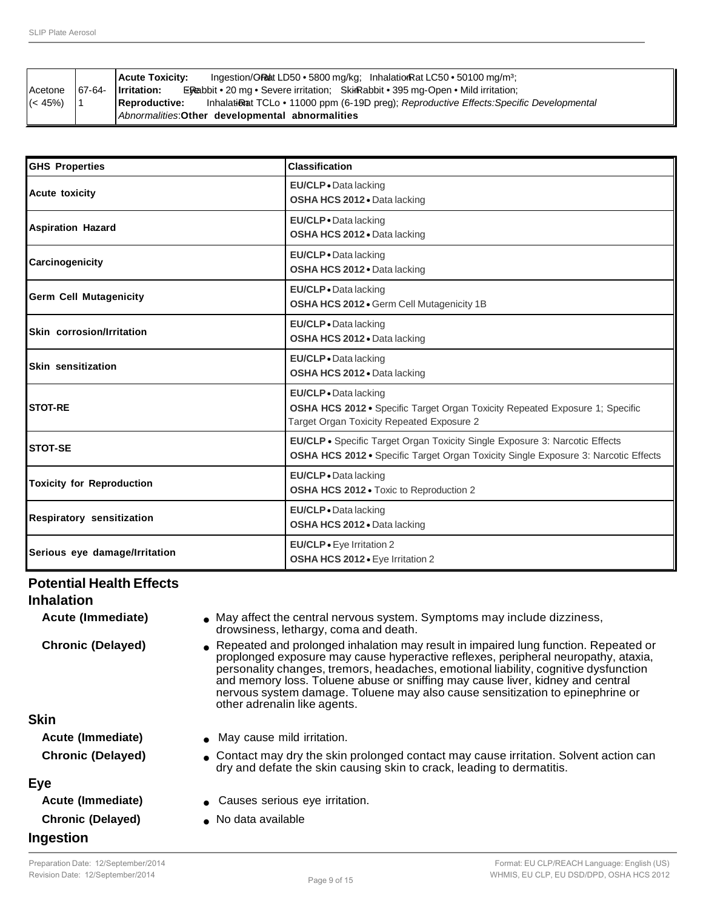| Acetone (< 45%) | 67-64-1 | **Acute Toxicity:** Ingestion/Oral-Rat LD50 • 5800 mg/kg; Inhalation-Rat LC50 • 50100 mg/m³; **Irritation:** Eye-Rabbit • 20 mg • Severe irritation; Skin-Rabbit • 395 mg-Open • Mild irritation; **Reproductive:** Inhalation-Rat TCLo • 11000 ppm (6-19D preg); *Reproductive Effects:Specific Developmental Abnormalities*:**Other developmental abnormalities** |
|---|---|---|

| GHS Properties | Classification |
|---|---|
| Acute toxicity | **EU/CLP** • Data lacking<br>**OSHA HCS 2012** • Data lacking |
| Aspiration Hazard | **EU/CLP** • Data lacking<br>**OSHA HCS 2012** • Data lacking |
| Carcinogenicity | **EU/CLP** • Data lacking<br>**OSHA HCS 2012** • Data lacking |
| Germ Cell Mutagenicity | **EU/CLP** • Data lacking<br>**OSHA HCS 2012** • Germ Cell Mutagenicity 1B |
| Skin corrosion/Irritation | **EU/CLP** • Data lacking<br>**OSHA HCS 2012** • Data lacking |
| Skin sensitization | **EU/CLP** • Data lacking<br>**OSHA HCS 2012** • Data lacking |
| STOT-RE | **EU/CLP** • Data lacking<br>**OSHA HCS 2012** • Specific Target Organ Toxicity Repeated Exposure 1; Specific Target Organ Toxicity Repeated Exposure 2 |
| STOT-SE | **EU/CLP** • Specific Target Organ Toxicity Single Exposure 3: Narcotic Effects<br>**OSHA HCS 2012** • Specific Target Organ Toxicity Single Exposure 3: Narcotic Effects |
| Toxicity for Reproduction | **EU/CLP** • Data lacking<br>**OSHA HCS 2012** • Toxic to Reproduction 2 |
| Respiratory sensitization | **EU/CLP** • Data lacking<br>**OSHA HCS 2012** • Data lacking |
| Serious eye damage/Irritation | **EU/CLP** • Eye Irritation 2<br>**OSHA HCS 2012** • Eye Irritation 2 |

## Potential Health Effects

### Inhalation

**Acute (Immediate)**
- May affect the central nervous system. Symptoms may include dizziness, drowsiness, lethargy, coma and death.

**Chronic (Delayed)**
- Repeated and prolonged inhalation may result in impaired lung function. Repeated or proplonged exposure may cause hyperactive reflexes, peripheral neuropathy, ataxia, personality changes, tremors, headaches, emotional liability, cognitive dysfunction and memory loss. Toluene abuse or sniffing may cause liver, kidney and central nervous system damage. Toluene may also cause sensitization to epinephrine or other adrenalin like agents.

### Skin

**Acute (Immediate)**
- May cause mild irritation.

**Chronic (Delayed)**
- Contact may dry the skin prolonged contact may cause irritation. Solvent action can dry and defate the skin causing skin to crack, leading to dermatitis.

### Eye

**Acute (Immediate)**
- Causes serious eye irritation.

**Chronic (Delayed)**
- No data available

### Ingestion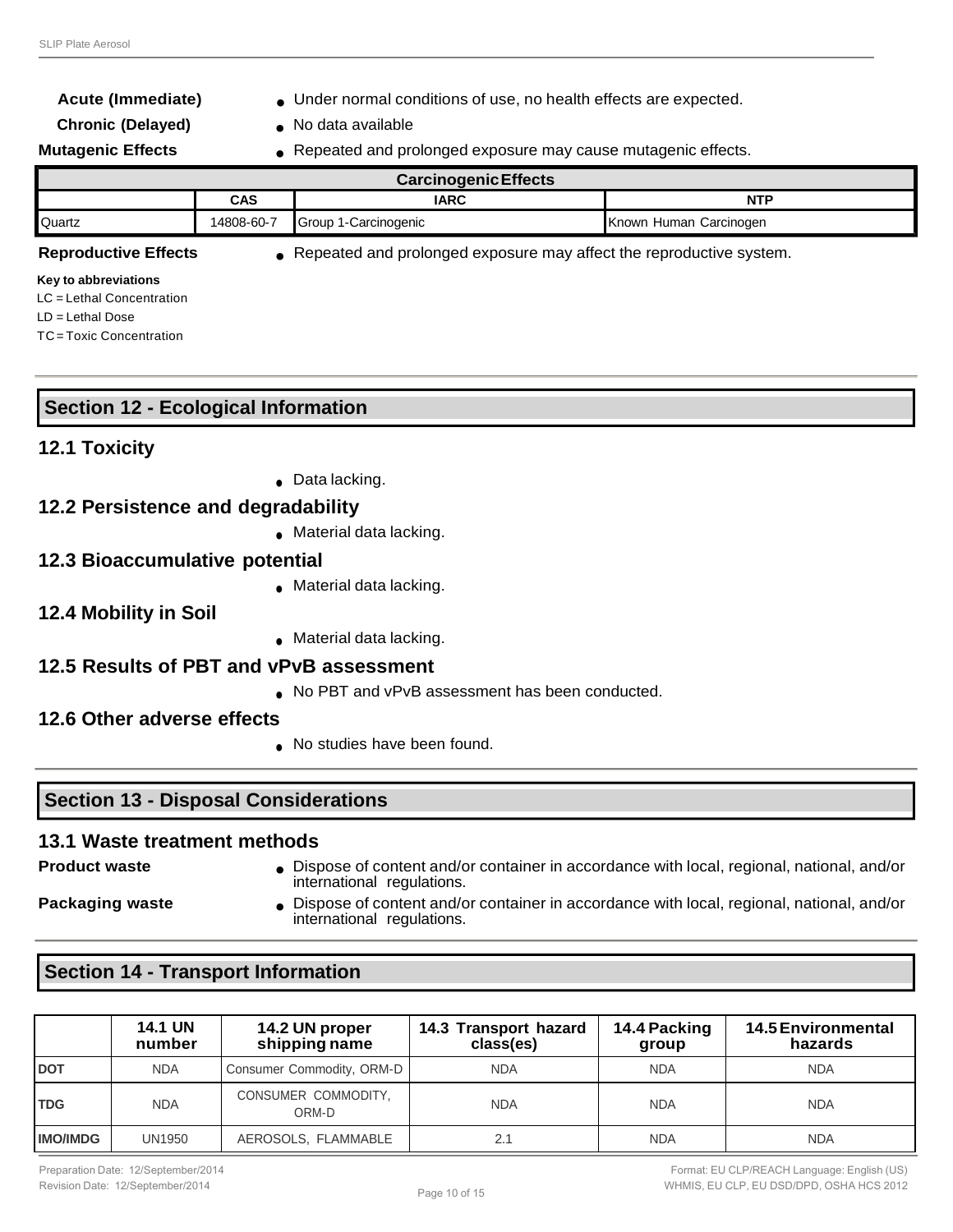**Acute (Immediate)**
- Under normal conditions of use, no health effects are expected.

**Chronic (Delayed)**
- No data available

**Mutagenic Effects**
- Repeated and prolonged exposure may cause mutagenic effects.

| Carcinogenic Effects | | | |
|---|---|---|---|
| | **CAS** | **IARC** | **NTP** |
| Quartz | 14808-60-7 | Group 1-Carcinogenic | Known Human Carcinogen |

**Reproductive Effects**
- Repeated and prolonged exposure may affect the reproductive system.

**Key to abbreviations**

LC = Lethal Concentration

LD = Lethal Dose

TC = Toxic Concentration

## Section 12 - Ecological Information

### 12.1 Toxicity

- Data lacking.

### 12.2 Persistence and degradability

- Material data lacking.

### 12.3 Bioaccumulative potential

- Material data lacking.

### 12.4 Mobility in Soil

- Material data lacking.

### 12.5 Results of PBT and vPvB assessment

- No PBT and vPvB assessment has been conducted.

### 12.6 Other adverse effects

- No studies have been found.

## Section 13 - Disposal Considerations

### 13.1 Waste treatment methods

**Product waste**
- Dispose of content and/or container in accordance with local, regional, national, and/or international regulations.

**Packaging waste**
- Dispose of content and/or container in accordance with local, regional, national, and/or international regulations.

## Section 14 - Transport Information

| | 14.1 UN number | 14.2 UN proper shipping name | 14.3 Transport hazard class(es) | 14.4 Packing group | 14.5 Environmental hazards |
|---|---|---|---|---|---|
| **DOT** | NDA | Consumer Commodity, ORM-D | NDA | NDA | NDA |
| **TDG** | NDA | CONSUMER COMMODITY, ORM-D | NDA | NDA | NDA |
| **IMO/IMDG** | UN1950 | AEROSOLS, FLAMMABLE | 2.1 | NDA | NDA |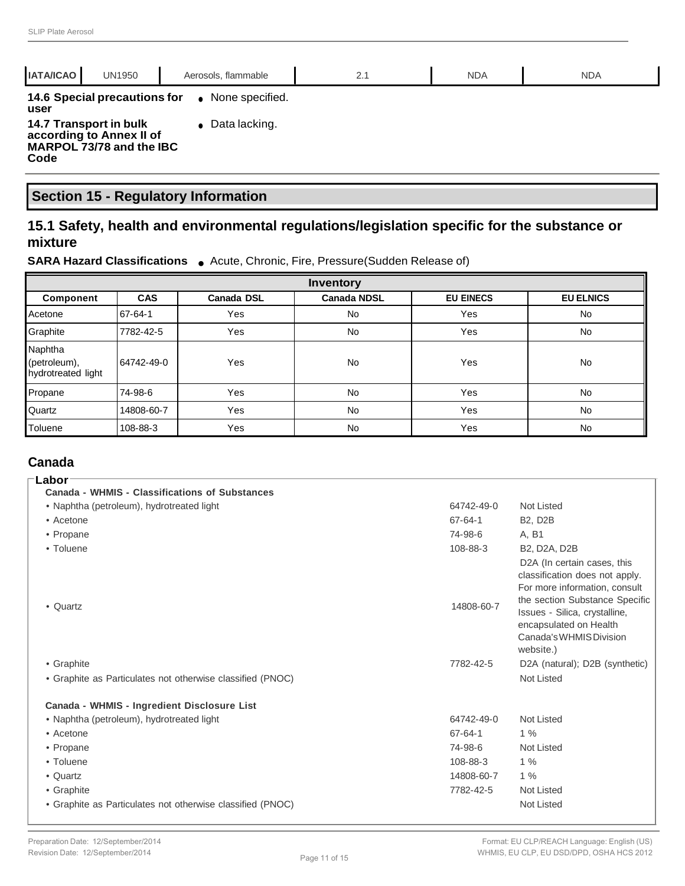| IATA/ICAO | UN1950 | Aerosols, flammable | 2.1 | NDA | NDA |
|---|---|---|---|---|---|

**14.6 Special precautions for user**
- None specified.

**14.7 Transport in bulk according to Annex II of MARPOL 73/78 and the IBC Code**
- Data lacking.

## Section 15 - Regulatory Information

### 15.1 Safety, health and environmental regulations/legislation specific for the substance or mixture

**SARA Hazard Classifications**
- Acute, Chronic, Fire, Pressure(Sudden Release of)

| Inventory | | | | | |
|---|---|---|---|---|---|
| **Component** | **CAS** | **Canada DSL** | **Canada NDSL** | **EU EINECS** | **EU ELNICS** |
| Acetone | 67-64-1 | Yes | No | Yes | No |
| Graphite | 7782-42-5 | Yes | No | Yes | No |
| Naphtha (petroleum), hydrotreated light | 64742-49-0 | Yes | No | Yes | No |
| Propane | 74-98-6 | Yes | No | Yes | No |
| Quartz | 14808-60-7 | Yes | No | Yes | No |
| Toluene | 108-88-3 | Yes | No | Yes | No |

### Canada

**Labor**

**Canada - WHMIS - Classifications of Substances**

| | | |
|---|---|---|
| • Naphtha (petroleum), hydrotreated light | 64742-49-0 | Not Listed |
| • Acetone | 67-64-1 | B2, D2B |
| • Propane | 74-98-6 | A, B1 |
| • Toluene | 108-88-3 | B2, D2A, D2B |
| • Quartz | 14808-60-7 | D2A (In certain cases, this classification does not apply. For more information, consult the section Substance Specific Issues - Silica, crystalline, encapsulated on Health Canada's WHMIS Division website.) |
| • Graphite | 7782-42-5 | D2A (natural); D2B (synthetic) |
| • Graphite as Particulates not otherwise classified (PNOC) | | Not Listed |

**Canada - WHMIS - Ingredient Disclosure List**

| | | |
|---|---|---|
| • Naphtha (petroleum), hydrotreated light | 64742-49-0 | Not Listed |
| • Acetone | 67-64-1 | 1 % |
| • Propane | 74-98-6 | Not Listed |
| • Toluene | 108-88-3 | 1 % |
| • Quartz | 14808-60-7 | 1 % |
| • Graphite | 7782-42-5 | Not Listed |
| • Graphite as Particulates not otherwise classified (PNOC) | | Not Listed |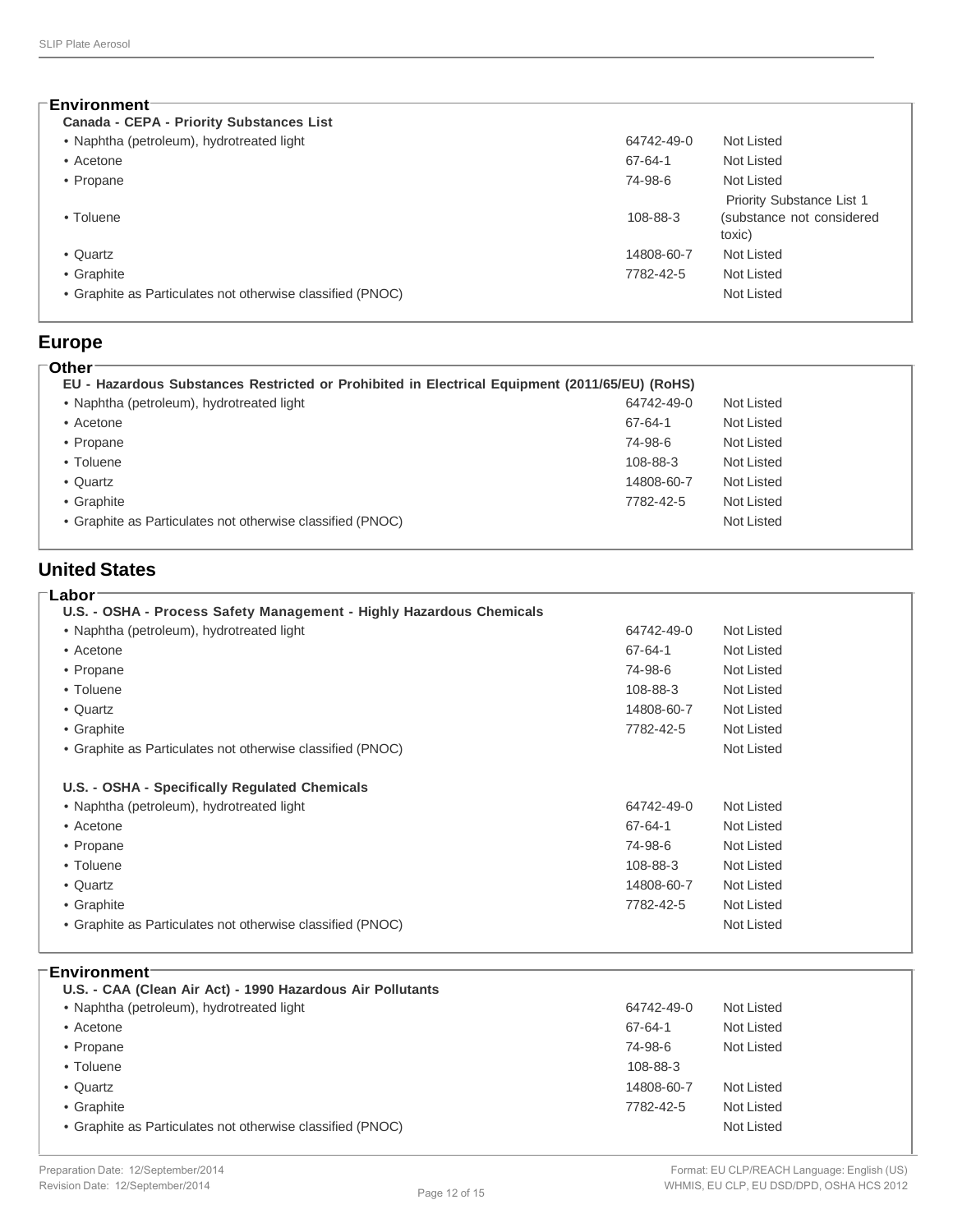**Environment**

**Canada - CEPA - Priority Substances List**

| | | |
|---|---|---|
| • Naphtha (petroleum), hydrotreated light | 64742-49-0 | Not Listed |
| • Acetone | 67-64-1 | Not Listed |
| • Propane | 74-98-6 | Not Listed |
| • Toluene | 108-88-3 | Priority Substance List 1 (substance not considered toxic) |
| • Quartz | 14808-60-7 | Not Listed |
| • Graphite | 7782-42-5 | Not Listed |
| • Graphite as Particulates not otherwise classified (PNOC) | | Not Listed |

## Europe

**Other**

**EU - Hazardous Substances Restricted or Prohibited in Electrical Equipment (2011/65/EU) (RoHS)**

| | | |
|---|---|---|
| • Naphtha (petroleum), hydrotreated light | 64742-49-0 | Not Listed |
| • Acetone | 67-64-1 | Not Listed |
| • Propane | 74-98-6 | Not Listed |
| • Toluene | 108-88-3 | Not Listed |
| • Quartz | 14808-60-7 | Not Listed |
| • Graphite | 7782-42-5 | Not Listed |
| • Graphite as Particulates not otherwise classified (PNOC) | | Not Listed |

## United States

**Labor**

**U.S. - OSHA - Process Safety Management - Highly Hazardous Chemicals**

| | | |
|---|---|---|
| • Naphtha (petroleum), hydrotreated light | 64742-49-0 | Not Listed |
| • Acetone | 67-64-1 | Not Listed |
| • Propane | 74-98-6 | Not Listed |
| • Toluene | 108-88-3 | Not Listed |
| • Quartz | 14808-60-7 | Not Listed |
| • Graphite | 7782-42-5 | Not Listed |
| • Graphite as Particulates not otherwise classified (PNOC) | | Not Listed |

**U.S. - OSHA - Specifically Regulated Chemicals**

| | | |
|---|---|---|
| • Naphtha (petroleum), hydrotreated light | 64742-49-0 | Not Listed |
| • Acetone | 67-64-1 | Not Listed |
| • Propane | 74-98-6 | Not Listed |
| • Toluene | 108-88-3 | Not Listed |
| • Quartz | 14808-60-7 | Not Listed |
| • Graphite | 7782-42-5 | Not Listed |
| • Graphite as Particulates not otherwise classified (PNOC) | | Not Listed |

**Environment**

**U.S. - CAA (Clean Air Act) - 1990 Hazardous Air Pollutants**

| | | |
|---|---|---|
| • Naphtha (petroleum), hydrotreated light | 64742-49-0 | Not Listed |
| • Acetone | 67-64-1 | Not Listed |
| • Propane | 74-98-6 | Not Listed |
| • Toluene | 108-88-3 | |
| • Quartz | 14808-60-7 | Not Listed |
| • Graphite | 7782-42-5 | Not Listed |
| • Graphite as Particulates not otherwise classified (PNOC) | | Not Listed |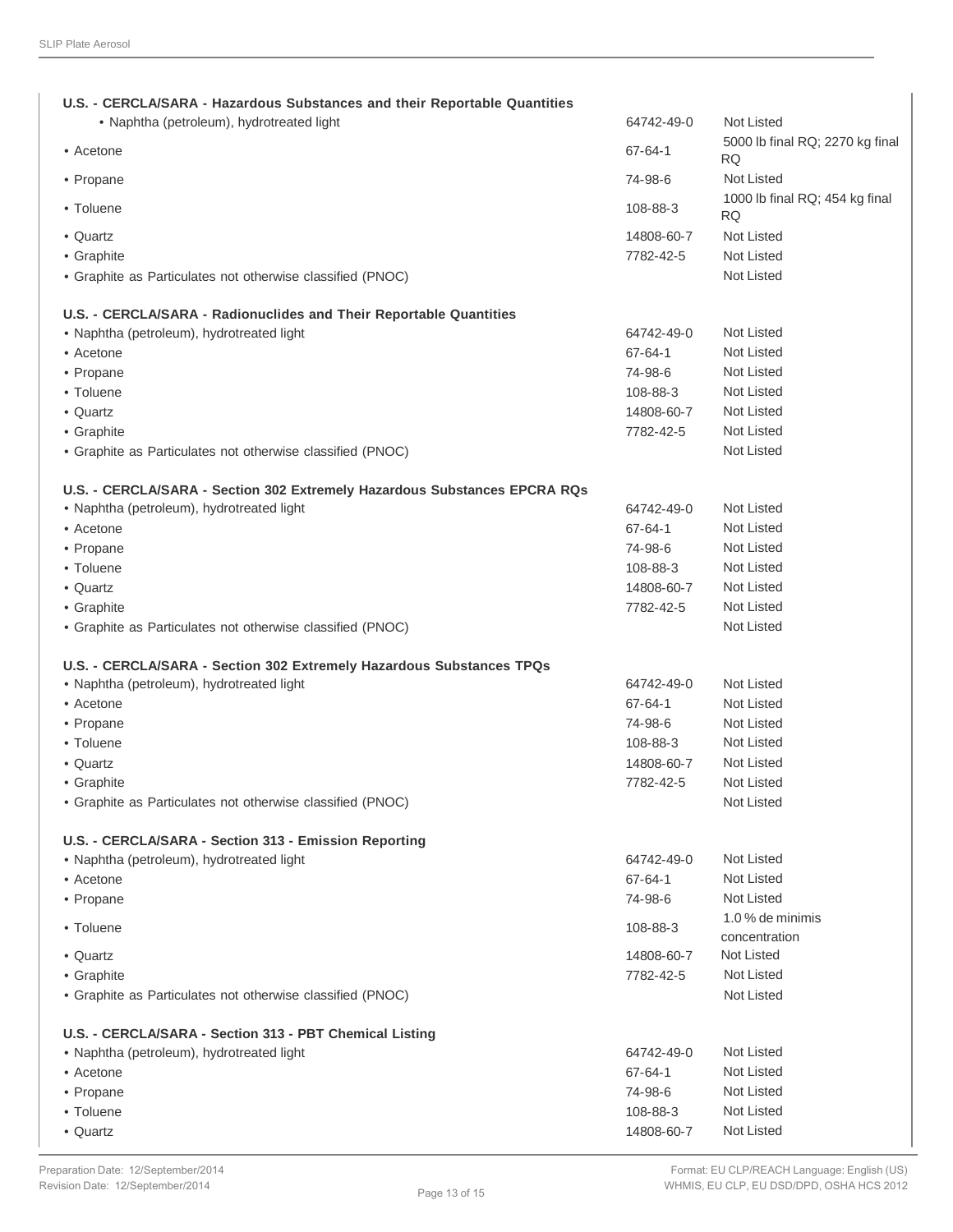**U.S. - CERCLA/SARA - Hazardous Substances and their Reportable Quantities**

| | | |
|---|---|---|
| • Naphtha (petroleum), hydrotreated light | 64742-49-0 | Not Listed |
| • Acetone | 67-64-1 | 5000 lb final RQ; 2270 kg final RQ |
| • Propane | 74-98-6 | Not Listed |
| • Toluene | 108-88-3 | 1000 lb final RQ; 454 kg final RQ |
| • Quartz | 14808-60-7 | Not Listed |
| • Graphite | 7782-42-5 | Not Listed |
| • Graphite as Particulates not otherwise classified (PNOC) | | Not Listed |

**U.S. - CERCLA/SARA - Radionuclides and Their Reportable Quantities**

| | | |
|---|---|---|
| • Naphtha (petroleum), hydrotreated light | 64742-49-0 | Not Listed |
| • Acetone | 67-64-1 | Not Listed |
| • Propane | 74-98-6 | Not Listed |
| • Toluene | 108-88-3 | Not Listed |
| • Quartz | 14808-60-7 | Not Listed |
| • Graphite | 7782-42-5 | Not Listed |
| • Graphite as Particulates not otherwise classified (PNOC) | | Not Listed |

**U.S. - CERCLA/SARA - Section 302 Extremely Hazardous Substances EPCRA RQs**

| | | |
|---|---|---|
| • Naphtha (petroleum), hydrotreated light | 64742-49-0 | Not Listed |
| • Acetone | 67-64-1 | Not Listed |
| • Propane | 74-98-6 | Not Listed |
| • Toluene | 108-88-3 | Not Listed |
| • Quartz | 14808-60-7 | Not Listed |
| • Graphite | 7782-42-5 | Not Listed |
| • Graphite as Particulates not otherwise classified (PNOC) | | Not Listed |

**U.S. - CERCLA/SARA - Section 302 Extremely Hazardous Substances TPQs**

| | | |
|---|---|---|
| • Naphtha (petroleum), hydrotreated light | 64742-49-0 | Not Listed |
| • Acetone | 67-64-1 | Not Listed |
| • Propane | 74-98-6 | Not Listed |
| • Toluene | 108-88-3 | Not Listed |
| • Quartz | 14808-60-7 | Not Listed |
| • Graphite | 7782-42-5 | Not Listed |
| • Graphite as Particulates not otherwise classified (PNOC) | | Not Listed |

**U.S. - CERCLA/SARA - Section 313 - Emission Reporting**

| | | |
|---|---|---|
| • Naphtha (petroleum), hydrotreated light | 64742-49-0 | Not Listed |
| • Acetone | 67-64-1 | Not Listed |
| • Propane | 74-98-6 | Not Listed |
| • Toluene | 108-88-3 | 1.0 % de minimis concentration |
| • Quartz | 14808-60-7 | Not Listed |
| • Graphite | 7782-42-5 | Not Listed |
| • Graphite as Particulates not otherwise classified (PNOC) | | Not Listed |

**U.S. - CERCLA/SARA - Section 313 - PBT Chemical Listing**

| | | |
|---|---|---|
| • Naphtha (petroleum), hydrotreated light | 64742-49-0 | Not Listed |
| • Acetone | 67-64-1 | Not Listed |
| • Propane | 74-98-6 | Not Listed |
| • Toluene | 108-88-3 | Not Listed |
| • Quartz | 14808-60-7 | Not Listed |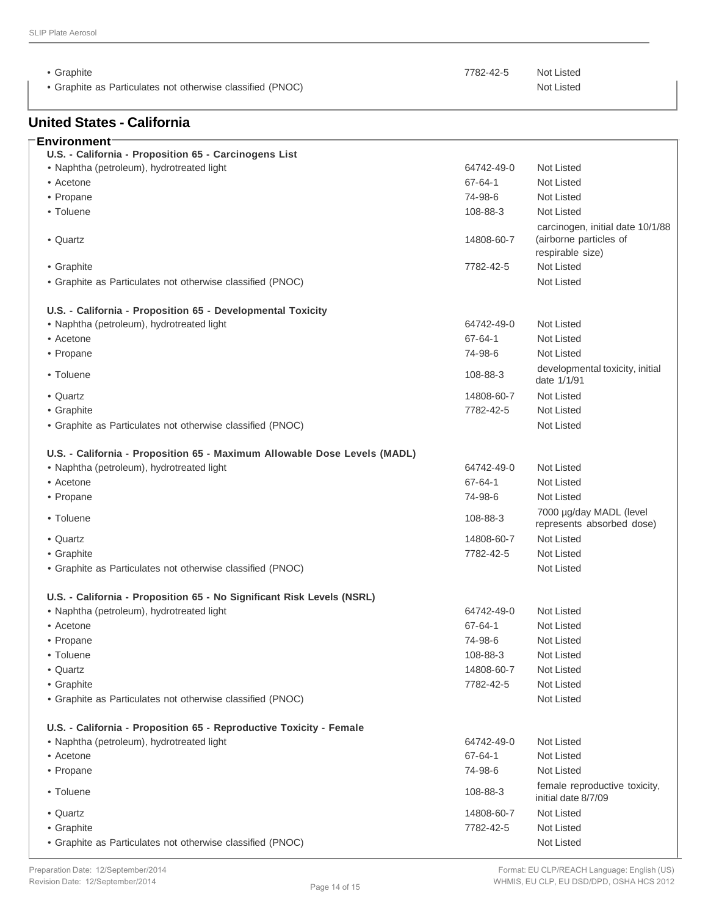| | | |
|---|---|---|
| • Graphite | 7782-42-5 | Not Listed |
| • Graphite as Particulates not otherwise classified (PNOC) | | Not Listed |

## United States - California

### Environment

**U.S. - California - Proposition 65 - Carcinogens List**

| | | |
|---|---|---|
| • Naphtha (petroleum), hydrotreated light | 64742-49-0 | Not Listed |
| • Acetone | 67-64-1 | Not Listed |
| • Propane | 74-98-6 | Not Listed |
| • Toluene | 108-88-3 | Not Listed |
| • Quartz | 14808-60-7 | carcinogen, initial date 10/1/88 (airborne particles of respirable size) |
| • Graphite | 7782-42-5 | Not Listed |
| • Graphite as Particulates not otherwise classified (PNOC) | | Not Listed |

**U.S. - California - Proposition 65 - Developmental Toxicity**

| | | |
|---|---|---|
| • Naphtha (petroleum), hydrotreated light | 64742-49-0 | Not Listed |
| • Acetone | 67-64-1 | Not Listed |
| • Propane | 74-98-6 | Not Listed |
| • Toluene | 108-88-3 | developmental toxicity, initial date 1/1/91 |
| • Quartz | 14808-60-7 | Not Listed |
| • Graphite | 7782-42-5 | Not Listed |
| • Graphite as Particulates not otherwise classified (PNOC) | | Not Listed |

**U.S. - California - Proposition 65 - Maximum Allowable Dose Levels (MADL)**

| | | |
|---|---|---|
| • Naphtha (petroleum), hydrotreated light | 64742-49-0 | Not Listed |
| • Acetone | 67-64-1 | Not Listed |
| • Propane | 74-98-6 | Not Listed |
| • Toluene | 108-88-3 | 7000 µg/day MADL (level represents absorbed dose) |
| • Quartz | 14808-60-7 | Not Listed |
| • Graphite | 7782-42-5 | Not Listed |
| • Graphite as Particulates not otherwise classified (PNOC) | | Not Listed |

**U.S. - California - Proposition 65 - No Significant Risk Levels (NSRL)**

| | | |
|---|---|---|
| • Naphtha (petroleum), hydrotreated light | 64742-49-0 | Not Listed |
| • Acetone | 67-64-1 | Not Listed |
| • Propane | 74-98-6 | Not Listed |
| • Toluene | 108-88-3 | Not Listed |
| • Quartz | 14808-60-7 | Not Listed |
| • Graphite | 7782-42-5 | Not Listed |
| • Graphite as Particulates not otherwise classified (PNOC) | | Not Listed |

**U.S. - California - Proposition 65 - Reproductive Toxicity - Female**

| | | |
|---|---|---|
| • Naphtha (petroleum), hydrotreated light | 64742-49-0 | Not Listed |
| • Acetone | 67-64-1 | Not Listed |
| • Propane | 74-98-6 | Not Listed |
| • Toluene | 108-88-3 | female reproductive toxicity, initial date 8/7/09 |
| • Quartz | 14808-60-7 | Not Listed |
| • Graphite | 7782-42-5 | Not Listed |
| • Graphite as Particulates not otherwise classified (PNOC) | | Not Listed |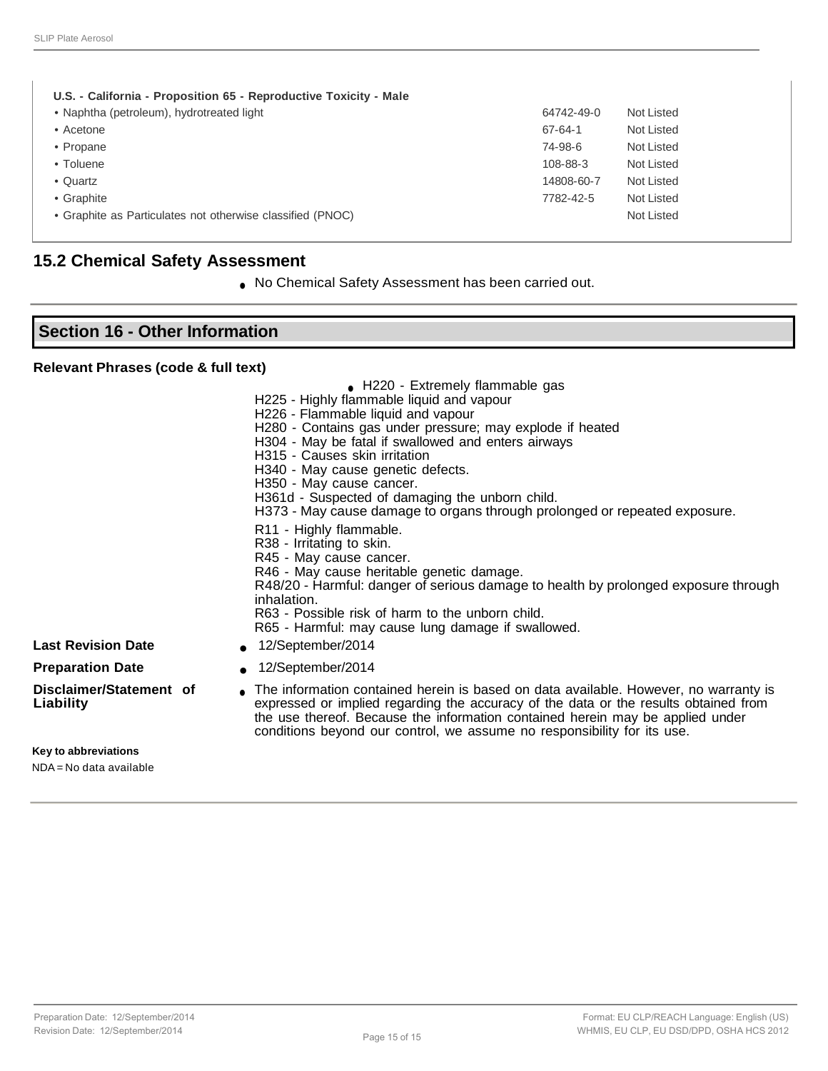| U.S. - California - Proposition 65 - Reproductive Toxicity - Male | | |
|---|---|---|
| • Naphtha (petroleum), hydrotreated light | 64742-49-0 | Not Listed |
| • Acetone | 67-64-1 | Not Listed |
| • Propane | 74-98-6 | Not Listed |
| • Toluene | 108-88-3 | Not Listed |
| • Quartz | 14808-60-7 | Not Listed |
| • Graphite | 7782-42-5 | Not Listed |
| • Graphite as Particulates not otherwise classified (PNOC) | | Not Listed |

## 15.2 Chemical Safety Assessment

- No Chemical Safety Assessment has been carried out.

## Section 16 - Other Information

**Relevant Phrases (code & full text)**

- H220 - Extremely flammable gas
  H225 - Highly flammable liquid and vapour
  H226 - Flammable liquid and vapour
  H280 - Contains gas under pressure; may explode if heated
  H304 - May be fatal if swallowed and enters airways
  H315 - Causes skin irritation
  H340 - May cause genetic defects.
  H350 - May cause cancer.
  H361d - Suspected of damaging the unborn child.
  H373 - May cause damage to organs through prolonged or repeated exposure.

  R11 - Highly flammable.
  R38 - Irritating to skin.
  R45 - May cause cancer.
  R46 - May cause heritable genetic damage.
  R48/20 - Harmful: danger of serious damage to health by prolonged exposure through inhalation.
  R63 - Possible risk of harm to the unborn child.
  R65 - Harmful: may cause lung damage if swallowed.

**Last Revision Date**
- 12/September/2014

**Preparation Date**
- 12/September/2014

**Disclaimer/Statement of Liability**
- The information contained herein is based on data available. However, no warranty is expressed or implied regarding the accuracy of the data or the results obtained from the use thereof. Because the information contained herein may be applied under conditions beyond our control, we assume no responsibility for its use.

**Key to abbreviations**

NDA = No data available